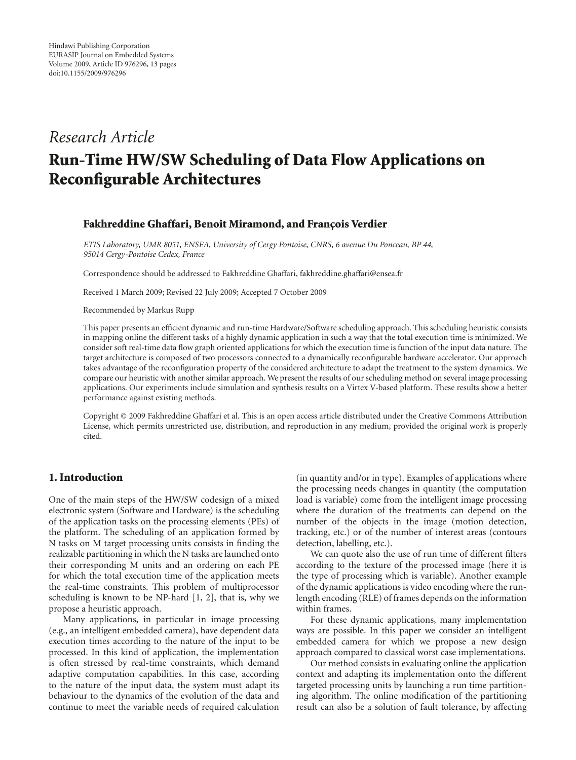Hindawi Publishing Corporation
EURASIP Journal on Embedded Systems
Volume 2009, Article ID 976296, 13 pages
doi:10.1155/2009/976296

*Research Article*

# Run-Time HW/SW Scheduling of Data Flow Applications on Reconfigurable Architectures

**Fakhreddine Ghaffari, Benoit Miramond, and François Verdier**

*ETIS Laboratory, UMR 8051, ENSEA, University of Cergy Pontoise, CNRS, 6 avenue Du Ponceau, BP 44, 95014 Cergy-Pontoise Cedex, France*

Correspondence should be addressed to Fakhreddine Ghaffari, fakhreddine.ghaffari@ensea.fr

Received 1 March 2009; Revised 22 July 2009; Accepted 7 October 2009

Recommended by Markus Rupp

This paper presents an efficient dynamic and run-time Hardware/Software scheduling approach. This scheduling heuristic consists in mapping online the different tasks of a highly dynamic application in such a way that the total execution time is minimized. We consider soft real-time data flow graph oriented applications for which the execution time is function of the input data nature. The target architecture is composed of two processors connected to a dynamically reconfigurable hardware accelerator. Our approach takes advantage of the reconfiguration property of the considered architecture to adapt the treatment to the system dynamics. We compare our heuristic with another similar approach. We present the results of our scheduling method on several image processing applications. Our experiments include simulation and synthesis results on a Virtex V-based platform. These results show a better performance against existing methods.

Copyright © 2009 Fakhreddine Ghaffari et al. This is an open access article distributed under the Creative Commons Attribution License, which permits unrestricted use, distribution, and reproduction in any medium, provided the original work is properly cited.

## 1. Introduction

One of the main steps of the HW/SW codesign of a mixed electronic system (Software and Hardware) is the scheduling of the application tasks on the processing elements (PEs) of the platform. The scheduling of an application formed by N tasks on M target processing units consists in finding the realizable partitioning in which the N tasks are launched onto their corresponding M units and an ordering on each PE for which the total execution time of the application meets the real-time constraints. This problem of multiprocessor scheduling is known to be NP-hard [1, 2], that is, why we propose a heuristic approach.

Many applications, in particular in image processing (e.g., an intelligent embedded camera), have dependent data execution times according to the nature of the input to be processed. In this kind of application, the implementation is often stressed by real-time constraints, which demand adaptive computation capabilities. In this case, according to the nature of the input data, the system must adapt its behaviour to the dynamics of the evolution of the data and continue to meet the variable needs of required calculation (in quantity and/or in type). Examples of applications where the processing needs changes in quantity (the computation load is variable) come from the intelligent image processing where the duration of the treatments can depend on the number of the objects in the image (motion detection, tracking, etc.) or of the number of interest areas (contours detection, labelling, etc.).

We can quote also the use of run time of different filters according to the texture of the processed image (here it is the type of processing which is variable). Another example of the dynamic applications is video encoding where the run-length encoding (RLE) of frames depends on the information within frames.

For these dynamic applications, many implementation ways are possible. In this paper we consider an intelligent embedded camera for which we propose a new design approach compared to classical worst case implementations.

Our method consists in evaluating online the application context and adapting its implementation onto the different targeted processing units by launching a run time partitioning algorithm. The online modification of the partitioning result can also be a solution of fault tolerance, by affecting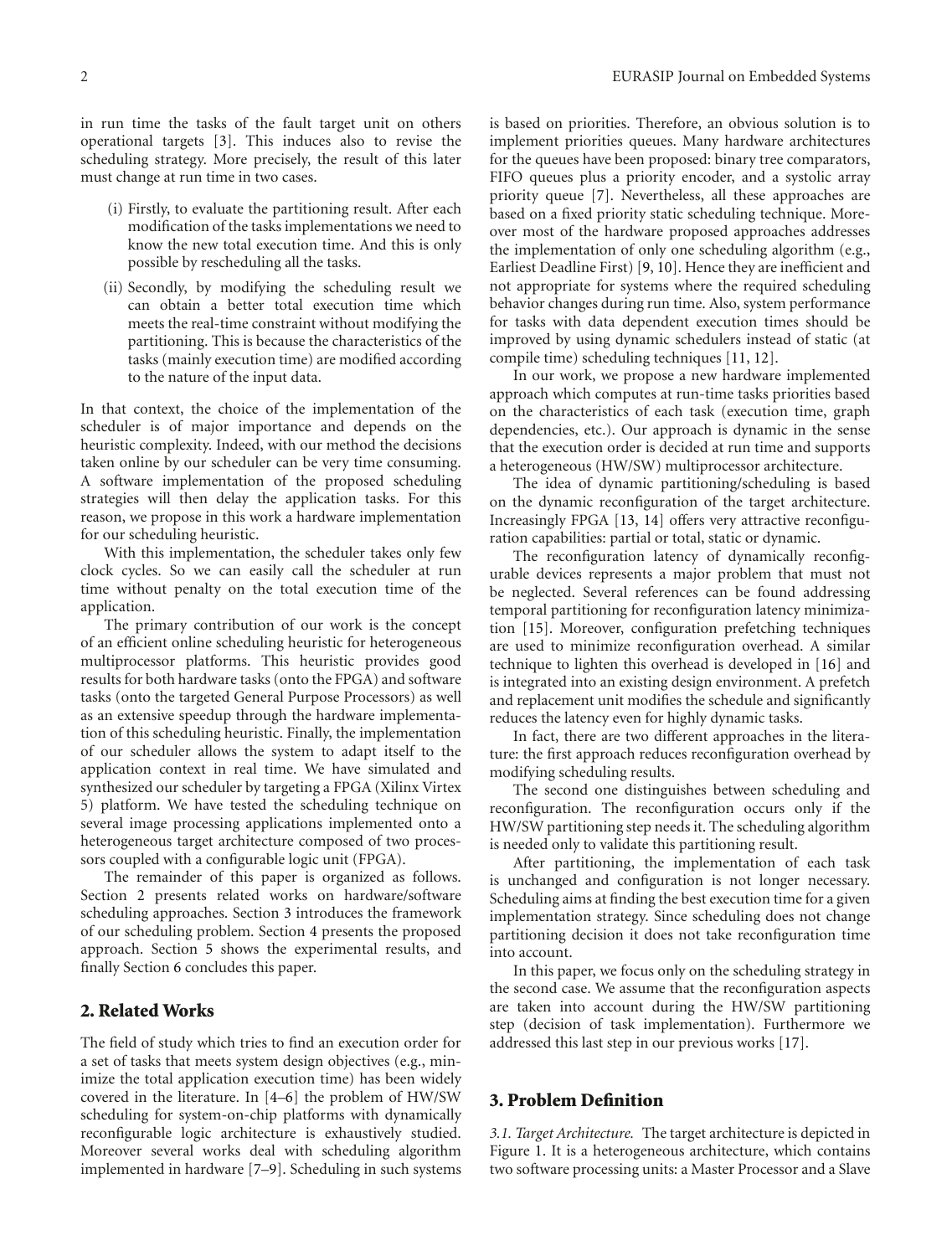in run time the tasks of the fault target unit on others operational targets [3]. This induces also to revise the scheduling strategy. More precisely, the result of this later must change at run time in two cases.

(i) Firstly, to evaluate the partitioning result. After each modification of the tasks implementations we need to know the new total execution time. And this is only possible by rescheduling all the tasks.

(ii) Secondly, by modifying the scheduling result we can obtain a better total execution time which meets the real-time constraint without modifying the partitioning. This is because the characteristics of the tasks (mainly execution time) are modified according to the nature of the input data.

In that context, the choice of the implementation of the scheduler is of major importance and depends on the heuristic complexity. Indeed, with our method the decisions taken online by our scheduler can be very time consuming. A software implementation of the proposed scheduling strategies will then delay the application tasks. For this reason, we propose in this work a hardware implementation for our scheduling heuristic.

With this implementation, the scheduler takes only few clock cycles. So we can easily call the scheduler at run time without penalty on the total execution time of the application.

The primary contribution of our work is the concept of an efficient online scheduling heuristic for heterogeneous multiprocessor platforms. This heuristic provides good results for both hardware tasks (onto the FPGA) and software tasks (onto the targeted General Purpose Processors) as well as an extensive speedup through the hardware implementation of this scheduling heuristic. Finally, the implementation of our scheduler allows the system to adapt itself to the application context in real time. We have simulated and synthesized our scheduler by targeting a FPGA (Xilinx Virtex 5) platform. We have tested the scheduling technique on several image processing applications implemented onto a heterogeneous target architecture composed of two processors coupled with a configurable logic unit (FPGA).

The remainder of this paper is organized as follows. Section 2 presents related works on hardware/software scheduling approaches. Section 3 introduces the framework of our scheduling problem. Section 4 presents the proposed approach. Section 5 shows the experimental results, and finally Section 6 concludes this paper.

## 2. Related Works

The field of study which tries to find an execution order for a set of tasks that meets system design objectives (e.g., minimize the total application execution time) has been widely covered in the literature. In [4–6] the problem of HW/SW scheduling for system-on-chip platforms with dynamically reconfigurable logic architecture is exhaustively studied. Moreover several works deal with scheduling algorithm implemented in hardware [7–9]. Scheduling in such systems is based on priorities. Therefore, an obvious solution is to implement priorities queues. Many hardware architectures for the queues have been proposed: binary tree comparators, FIFO queues plus a priority encoder, and a systolic array priority queue [7]. Nevertheless, all these approaches are based on a fixed priority static scheduling technique. Moreover most of the hardware proposed approaches addresses the implementation of only one scheduling algorithm (e.g., Earliest Deadline First) [9, 10]. Hence they are inefficient and not appropriate for systems where the required scheduling behavior changes during run time. Also, system performance for tasks with data dependent execution times should be improved by using dynamic schedulers instead of static (at compile time) scheduling techniques [11, 12].

In our work, we propose a new hardware implemented approach which computes at run-time tasks priorities based on the characteristics of each task (execution time, graph dependencies, etc.). Our approach is dynamic in the sense that the execution order is decided at run time and supports a heterogeneous (HW/SW) multiprocessor architecture.

The idea of dynamic partitioning/scheduling is based on the dynamic reconfiguration of the target architecture. Increasingly FPGA [13, 14] offers very attractive reconfiguration capabilities: partial or total, static or dynamic.

The reconfiguration latency of dynamically reconfigurable devices represents a major problem that must not be neglected. Several references can be found addressing temporal partitioning for reconfiguration latency minimization [15]. Moreover, configuration prefetching techniques are used to minimize reconfiguration overhead. A similar technique to lighten this overhead is developed in [16] and is integrated into an existing design environment. A prefetch and replacement unit modifies the schedule and significantly reduces the latency even for highly dynamic tasks.

In fact, there are two different approaches in the literature: the first approach reduces reconfiguration overhead by modifying scheduling results.

The second one distinguishes between scheduling and reconfiguration. The reconfiguration occurs only if the HW/SW partitioning step needs it. The scheduling algorithm is needed only to validate this partitioning result.

After partitioning, the implementation of each task is unchanged and configuration is not longer necessary. Scheduling aims at finding the best execution time for a given implementation strategy. Since scheduling does not change partitioning decision it does not take reconfiguration time into account.

In this paper, we focus only on the scheduling strategy in the second case. We assume that the reconfiguration aspects are taken into account during the HW/SW partitioning step (decision of task implementation). Furthermore we addressed this last step in our previous works [17].

## 3. Problem Definition

*3.1. Target Architecture.* The target architecture is depicted in Figure 1. It is a heterogeneous architecture, which contains two software processing units: a Master Processor and a Slave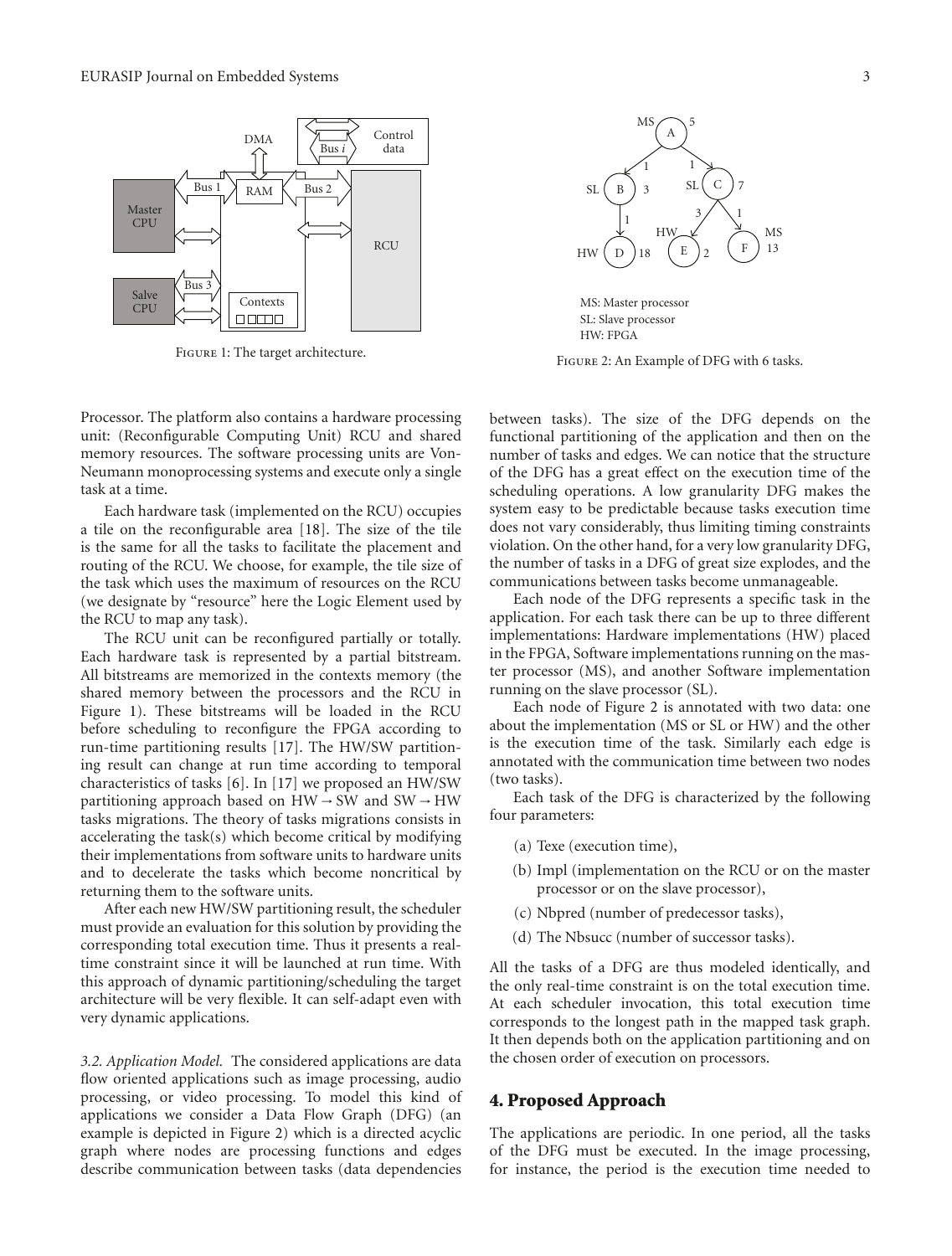Figure 1: The target architecture.

MS: Master processor
SL: Slave processor
HW: FPGA

Figure 2: An Example of DFG with 6 tasks.

Processor. The platform also contains a hardware processing unit: (Reconfigurable Computing Unit) RCU and shared memory resources. The software processing units are Von-Neumann monoprocessing systems and execute only a single task at a time.

Each hardware task (implemented on the RCU) occupies a tile on the reconfigurable area [18]. The size of the tile is the same for all the tasks to facilitate the placement and routing of the RCU. We choose, for example, the tile size of the task which uses the maximum of resources on the RCU (we designate by "resource" here the Logic Element used by the RCU to map any task).

The RCU unit can be reconfigured partially or totally. Each hardware task is represented by a partial bitstream. All bitstreams are memorized in the contexts memory (the shared memory between the processors and the RCU in Figure 1). These bitstreams will be loaded in the RCU before scheduling to reconfigure the FPGA according to run-time partitioning results [17]. The HW/SW partitioning result can change at run time according to temporal characteristics of tasks [6]. In [17] we proposed an HW/SW partitioning approach based on HW → SW and SW → HW tasks migrations. The theory of tasks migrations consists in accelerating the task(s) which become critical by modifying their implementations from software units to hardware units and to decelerate the tasks which become noncritical by returning them to the software units.

After each new HW/SW partitioning result, the scheduler must provide an evaluation for this solution by providing the corresponding total execution time. Thus it presents a real-time constraint since it will be launched at run time. With this approach of dynamic partitioning/scheduling the target architecture will be very flexible. It can self-adapt even with very dynamic applications.

*3.2. Application Model.* The considered applications are data flow oriented applications such as image processing, audio processing, or video processing. To model this kind of applications we consider a Data Flow Graph (DFG) (an example is depicted in Figure 2) which is a directed acyclic graph where nodes are processing functions and edges describe communication between tasks (data dependencies between tasks). The size of the DFG depends on the functional partitioning of the application and then on the number of tasks and edges. We can notice that the structure of the DFG has a great effect on the execution time of the scheduling operations. A low granularity DFG makes the system easy to be predictable because tasks execution time does not vary considerably, thus limiting timing constraints violation. On the other hand, for a very low granularity DFG, the number of tasks in a DFG of great size explodes, and the communications between tasks become unmanageable.

Each node of the DFG represents a specific task in the application. For each task there can be up to three different implementations: Hardware implementations (HW) placed in the FPGA, Software implementations running on the master processor (MS), and another Software implementation running on the slave processor (SL).

Each node of Figure 2 is annotated with two data: one about the implementation (MS or SL or HW) and the other is the execution time of the task. Similarly each edge is annotated with the communication time between two nodes (two tasks).

Each task of the DFG is characterized by the following four parameters:

(a) Texe (execution time),

(b) Impl (implementation on the RCU or on the master processor or on the slave processor),

(c) Nbpred (number of predecessor tasks),

(d) The Nbsucc (number of successor tasks).

All the tasks of a DFG are thus modeled identically, and the only real-time constraint is on the total execution time. At each scheduler invocation, this total execution time corresponds to the longest path in the mapped task graph. It then depends both on the application partitioning and on the chosen order of execution on processors.

## 4. Proposed Approach

The applications are periodic. In one period, all the tasks of the DFG must be executed. In the image processing, for instance, the period is the execution time needed to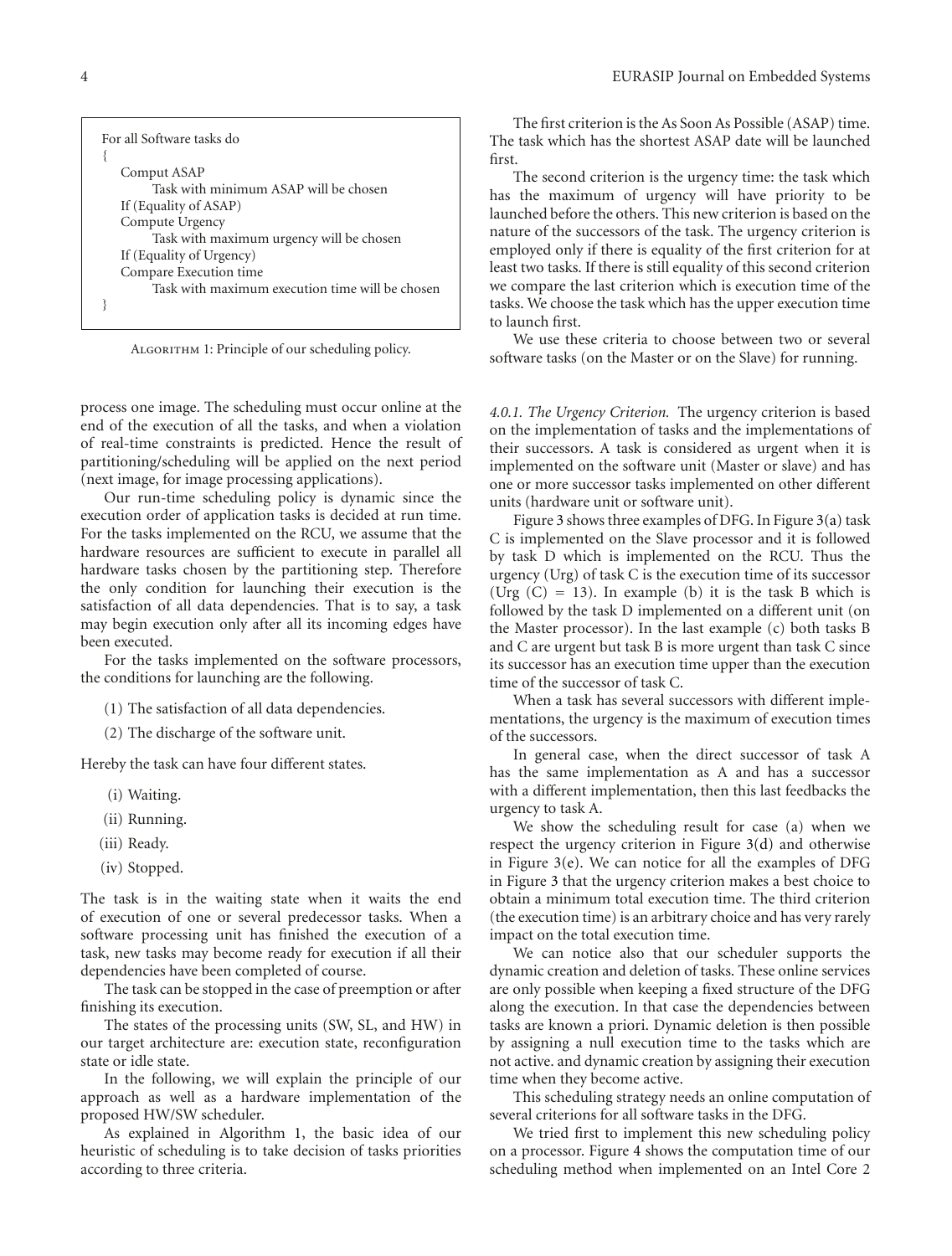```
For all Software tasks do
{
    Comput ASAP
        Task with minimum ASAP will be chosen
    If (Equality of ASAP)
    Compute Urgency
        Task with maximum urgency will be chosen
    If (Equality of Urgency)
    Compare Execution time
        Task with maximum execution time will be chosen
}
```

Algorithm 1: Principle of our scheduling policy.

process one image. The scheduling must occur online at the end of the execution of all the tasks, and when a violation of real-time constraints is predicted. Hence the result of partitioning/scheduling will be applied on the next period (next image, for image processing applications).

Our run-time scheduling policy is dynamic since the execution order of application tasks is decided at run time. For the tasks implemented on the RCU, we assume that the hardware resources are sufficient to execute in parallel all hardware tasks chosen by the partitioning step. Therefore the only condition for launching their execution is the satisfaction of all data dependencies. That is to say, a task may begin execution only after all its incoming edges have been executed.

For the tasks implemented on the software processors, the conditions for launching are the following.

(1) The satisfaction of all data dependencies.

(2) The discharge of the software unit.

Hereby the task can have four different states.

(i) Waiting.

(ii) Running.

(iii) Ready.

(iv) Stopped.

The task is in the waiting state when it waits the end of execution of one or several predecessor tasks. When a software processing unit has finished the execution of a task, new tasks may become ready for execution if all their dependencies have been completed of course.

The task can be stopped in the case of preemption or after finishing its execution.

The states of the processing units (SW, SL, and HW) in our target architecture are: execution state, reconfiguration state or idle state.

In the following, we will explain the principle of our approach as well as a hardware implementation of the proposed HW/SW scheduler.

As explained in Algorithm 1, the basic idea of our heuristic of scheduling is to take decision of tasks priorities according to three criteria.

The first criterion is the As Soon As Possible (ASAP) time. The task which has the shortest ASAP date will be launched first.

The second criterion is the urgency time: the task which has the maximum of urgency will have priority to be launched before the others. This new criterion is based on the nature of the successors of the task. The urgency criterion is employed only if there is equality of the first criterion for at least two tasks. If there is still equality of this second criterion we compare the last criterion which is execution time of the tasks. We choose the task which has the upper execution time to launch first.

We use these criteria to choose between two or several software tasks (on the Master or on the Slave) for running.

*4.0.1. The Urgency Criterion.* The urgency criterion is based on the implementation of tasks and the implementations of their successors. A task is considered as urgent when it is implemented on the software unit (Master or slave) and has one or more successor tasks implemented on other different units (hardware unit or software unit).

Figure 3 shows three examples of DFG. In Figure 3(a) task C is implemented on the Slave processor and it is followed by task D which is implemented on the RCU. Thus the urgency (Urg) of task C is the execution time of its successor (Urg (C) = 13). In example (b) it is the task B which is followed by the task D implemented on a different unit (on the Master processor). In the last example (c) both tasks B and C are urgent but task B is more urgent than task C since its successor has an execution time upper than the execution time of the successor of task C.

When a task has several successors with different implementations, the urgency is the maximum of execution times of the successors.

In general case, when the direct successor of task A has the same implementation as A and has a successor with a different implementation, then this last feedbacks the urgency to task A.

We show the scheduling result for case (a) when we respect the urgency criterion in Figure 3(d) and otherwise in Figure 3(e). We can notice for all the examples of DFG in Figure 3 that the urgency criterion makes a best choice to obtain a minimum total execution time. The third criterion (the execution time) is an arbitrary choice and has very rarely impact on the total execution time.

We can notice also that our scheduler supports the dynamic creation and deletion of tasks. These online services are only possible when keeping a fixed structure of the DFG along the execution. In that case the dependencies between tasks are known a priori. Dynamic deletion is then possible by assigning a null execution time to the tasks which are not active. and dynamic creation by assigning their execution time when they become active.

This scheduling strategy needs an online computation of several criterions for all software tasks in the DFG.

We tried first to implement this new scheduling policy on a processor. Figure 4 shows the computation time of our scheduling method when implemented on an Intel Core 2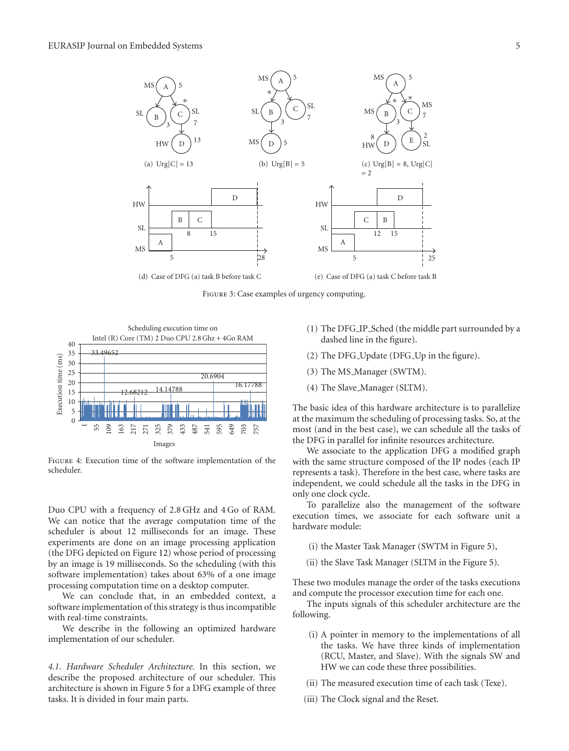(a) Urg[C] = 13

(b) Urg[B] = 5

(c) Urg[B] = 8, Urg[C] = 2

(d) Case of DFG (a) task B before task C

(e) Case of DFG (a) task C before task B

Figure 3: Case examples of urgency computing.

Figure 4: Execution time of the software implementation of the scheduler.

Duo CPU with a frequency of 2.8 GHz and 4 Go of RAM. We can notice that the average computation time of the scheduler is about 12 milliseconds for an image. These experiments are done on an image processing application (the DFG depicted on Figure 12) whose period of processing by an image is 19 milliseconds. So the scheduling (with this software implementation) takes about 63% of a one image processing computation time on a desktop computer.

We can conclude that, in an embedded context, a software implementation of this strategy is thus incompatible with real-time constraints.

We describe in the following an optimized hardware implementation of our scheduler.

*4.1. Hardware Scheduler Architecture.* In this section, we describe the proposed architecture of our scheduler. This architecture is shown in Figure 5 for a DFG example of three tasks. It is divided in four main parts.

(1) The DFG_IP_Sched (the middle part surrounded by a dashed line in the figure).

(2) The DFG_Update (DFG_Up in the figure).

(3) The MS_Manager (SWTM).

(4) The Slave_Manager (SLTM).

The basic idea of this hardware architecture is to parallelize at the maximum the scheduling of processing tasks. So, at the most (and in the best case), we can schedule all the tasks of the DFG in parallel for infinite resources architecture.

We associate to the application DFG a modified graph with the same structure composed of the IP nodes (each IP represents a task). Therefore in the best case, where tasks are independent, we could schedule all the tasks in the DFG in only one clock cycle.

To parallelize also the management of the software execution times, we associate for each software unit a hardware module:

(i) the Master Task Manager (SWTM in Figure 5),

(ii) the Slave Task Manager (SLTM in the Figure 5).

These two modules manage the order of the tasks executions and compute the processor execution time for each one.

The inputs signals of this scheduler architecture are the following.

(i) A pointer in memory to the implementations of all the tasks. We have three kinds of implementation (RCU, Master, and Slave). With the signals SW and HW we can code these three possibilities.

(ii) The measured execution time of each task (Texe).

(iii) The Clock signal and the Reset.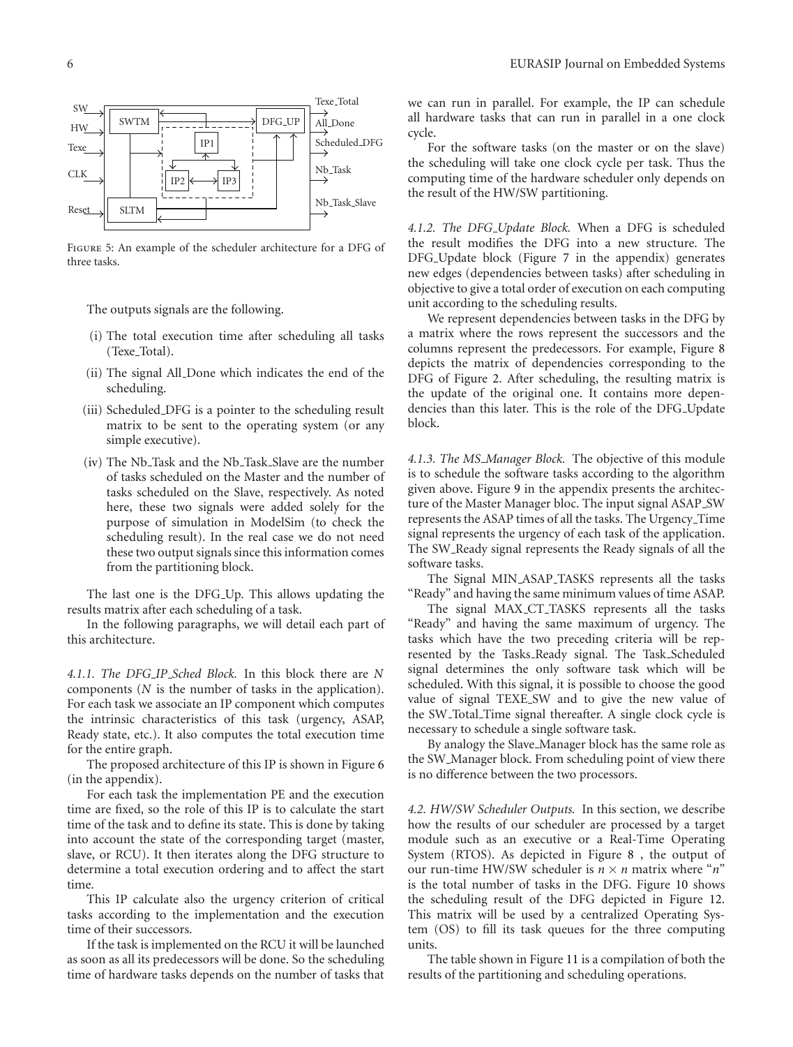SW
HW
Texe
CLK
Reset
SWTM
SLTM
IP1
IP2
IP3
DFG_UP
Texe_Total
All_Done
Scheduled_DFG
Nb_Task
Nb_Task_Slave

Figure 5: An example of the scheduler architecture for a DFG of three tasks.

The outputs signals are the following.

(i) The total execution time after scheduling all tasks (Texe_Total).

(ii) The signal All_Done which indicates the end of the scheduling.

(iii) Scheduled_DFG is a pointer to the scheduling result matrix to be sent to the operating system (or any simple executive).

(iv) The Nb_Task and the Nb_Task_Slave are the number of tasks scheduled on the Master and the number of tasks scheduled on the Slave, respectively. As noted here, these two signals were added solely for the purpose of simulation in ModelSim (to check the scheduling result). In the real case we do not need these two output signals since this information comes from the partitioning block.

The last one is the DFG_Up. This allows updating the results matrix after each scheduling of a task.

In the following paragraphs, we will detail each part of this architecture.

*4.1.1. The DFG_IP_Sched Block.* In this block there are $N$ components ($N$ is the number of tasks in the application). For each task we associate an IP component which computes the intrinsic characteristics of this task (urgency, ASAP, Ready state, etc.). It also computes the total execution time for the entire graph.

The proposed architecture of this IP is shown in Figure 6 (in the appendix).

For each task the implementation PE and the execution time are fixed, so the role of this IP is to calculate the start time of the task and to define its state. This is done by taking into account the state of the corresponding target (master, slave, or RCU). It then iterates along the DFG structure to determine a total execution ordering and to affect the start time.

This IP calculate also the urgency criterion of critical tasks according to the implementation and the execution time of their successors.

If the task is implemented on the RCU it will be launched as soon as all its predecessors will be done. So the scheduling time of hardware tasks depends on the number of tasks that we can run in parallel. For example, the IP can schedule all hardware tasks that can run in parallel in a one clock cycle.

For the software tasks (on the master or on the slave) the scheduling will take one clock cycle per task. Thus the computing time of the hardware scheduler only depends on the result of the HW/SW partitioning.

*4.1.2. The DFG_Update Block.* When a DFG is scheduled the result modifies the DFG into a new structure. The DFG_Update block (Figure 7 in the appendix) generates new edges (dependencies between tasks) after scheduling in objective to give a total order of execution on each computing unit according to the scheduling results.

We represent dependencies between tasks in the DFG by a matrix where the rows represent the successors and the columns represent the predecessors. For example, Figure 8 depicts the matrix of dependencies corresponding to the DFG of Figure 2. After scheduling, the resulting matrix is the update of the original one. It contains more dependencies than this later. This is the role of the DFG_Update block.

*4.1.3. The MS_Manager Block.* The objective of this module is to schedule the software tasks according to the algorithm given above. Figure 9 in the appendix presents the architecture of the Master Manager bloc. The input signal ASAP_SW represents the ASAP times of all the tasks. The Urgency_Time signal represents the urgency of each task of the application. The SW_Ready signal represents the Ready signals of all the software tasks.

The Signal MIN_ASAP_TASKS represents all the tasks "Ready" and having the same minimum values of time ASAP.

The signal MAX_CT_TASKS represents all the tasks "Ready" and having the same maximum of urgency. The tasks which have the two preceding criteria will be represented by the Tasks_Ready signal. The Task_Scheduled signal determines the only software task which will be scheduled. With this signal, it is possible to choose the good value of signal TEXE_SW and to give the new value of the SW_Total_Time signal thereafter. A single clock cycle is necessary to schedule a single software task.

By analogy the Slave_Manager block has the same role as the SW_Manager block. From scheduling point of view there is no difference between the two processors.

*4.2. HW/SW Scheduler Outputs.* In this section, we describe how the results of our scheduler are processed by a target module such as an executive or a Real-Time Operating System (RTOS). As depicted in Figure 8 , the output of our run-time HW/SW scheduler is $n \times n$ matrix where "$n$" is the total number of tasks in the DFG. Figure 10 shows the scheduling result of the DFG depicted in Figure 12. This matrix will be used by a centralized Operating System (OS) to fill its task queues for the three computing units.

The table shown in Figure 11 is a compilation of both the results of the partitioning and scheduling operations.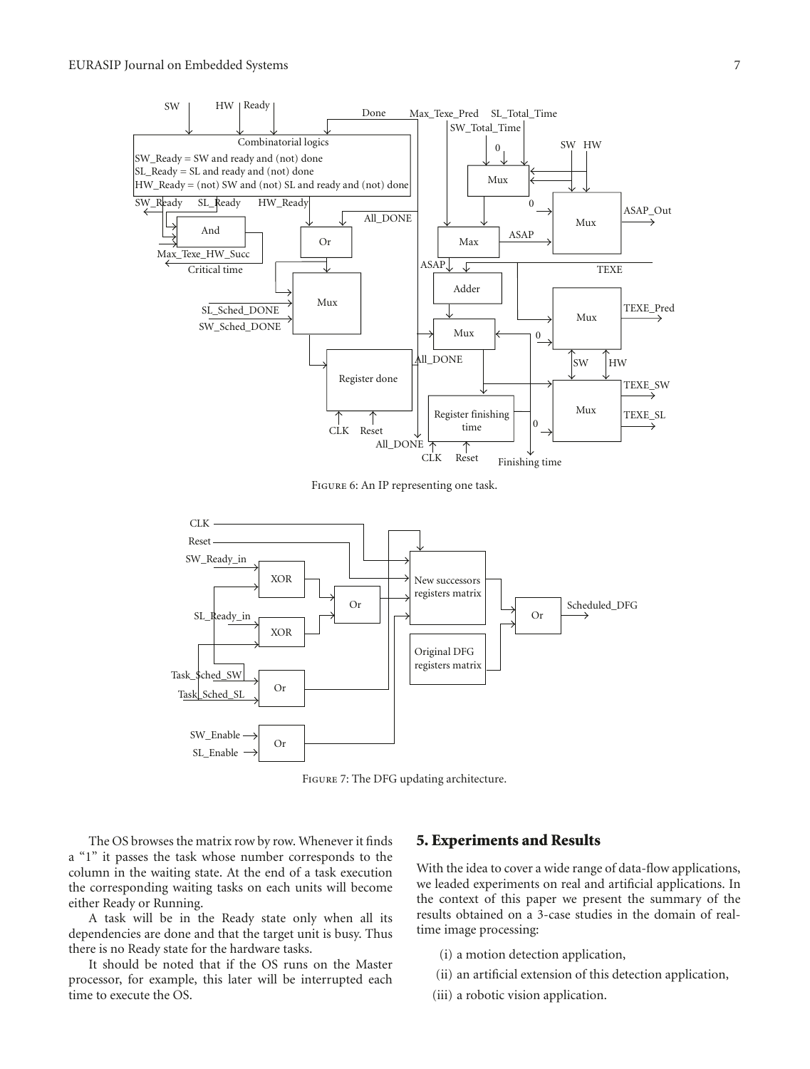Figure 6: An IP representing one task.

Figure 7: The DFG updating architecture.

The OS browses the matrix row by row. Whenever it finds a "1" it passes the task whose number corresponds to the column in the waiting state. At the end of a task execution the corresponding waiting tasks on each units will become either Ready or Running.

A task will be in the Ready state only when all its dependencies are done and that the target unit is busy. Thus there is no Ready state for the hardware tasks.

It should be noted that if the OS runs on the Master processor, for example, this later will be interrupted each time to execute the OS.

## 5. Experiments and Results

With the idea to cover a wide range of data-flow applications, we leaded experiments on real and artificial applications. In the context of this paper we present the summary of the results obtained on a 3-case studies in the domain of real-time image processing:

(i) a motion detection application,

(ii) an artificial extension of this detection application,

(iii) a robotic vision application.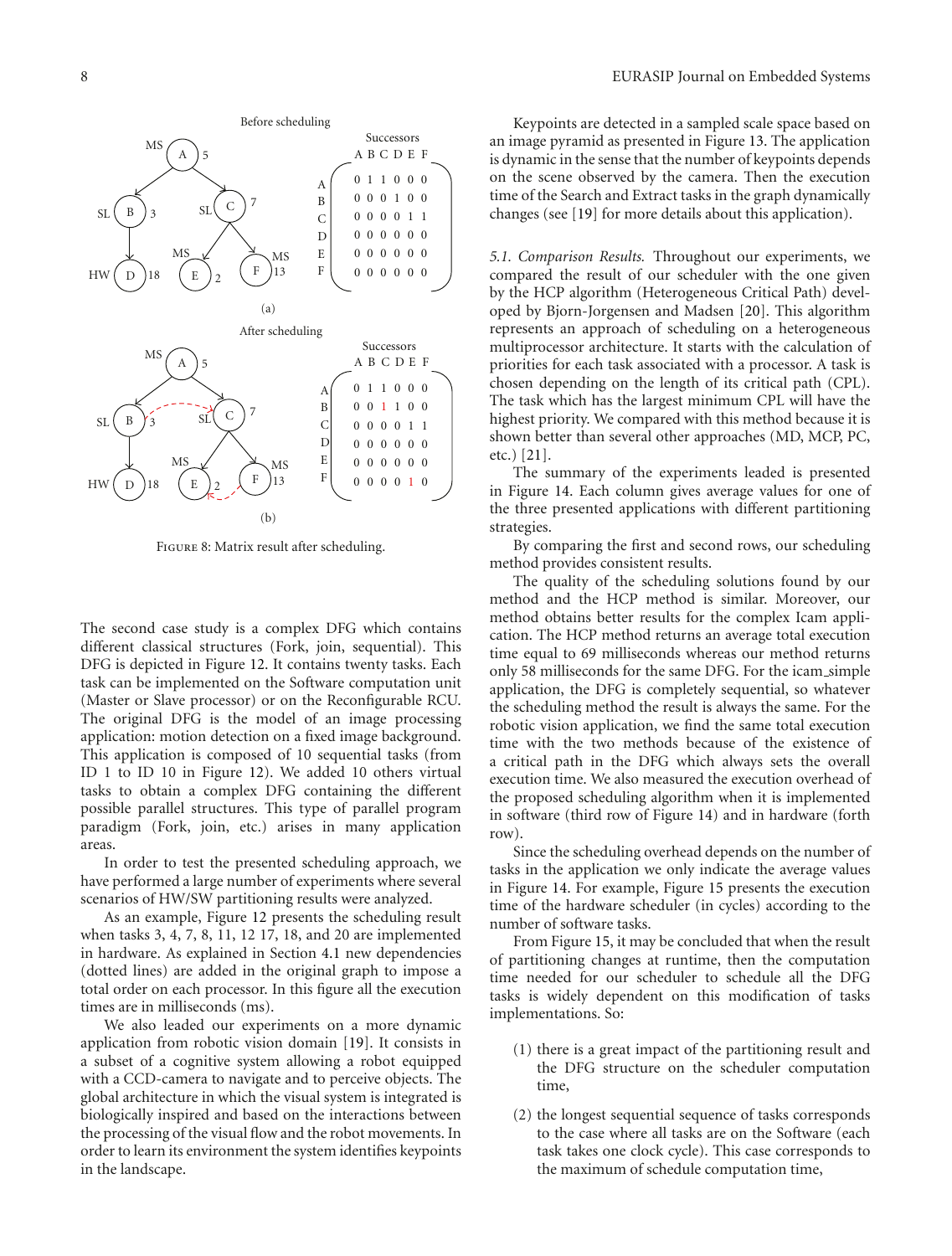FIGURE 8: Matrix result after scheduling.

The second case study is a complex DFG which contains different classical structures (Fork, join, sequential). This DFG is depicted in Figure 12. It contains twenty tasks. Each task can be implemented on the Software computation unit (Master or Slave processor) or on the Reconfigurable RCU. The original DFG is the model of an image processing application: motion detection on a fixed image background. This application is composed of 10 sequential tasks (from ID 1 to ID 10 in Figure 12). We added 10 others virtual tasks to obtain a complex DFG containing the different possible parallel structures. This type of parallel program paradigm (Fork, join, etc.) arises in many application areas.

In order to test the presented scheduling approach, we have performed a large number of experiments where several scenarios of HW/SW partitioning results were analyzed.

As an example, Figure 12 presents the scheduling result when tasks 3, 4, 7, 8, 11, 12 17, 18, and 20 are implemented in hardware. As explained in Section 4.1 new dependencies (dotted lines) are added in the original graph to impose a total order on each processor. In this figure all the execution times are in milliseconds (ms).

We also leaded our experiments on a more dynamic application from robotic vision domain [19]. It consists in a subset of a cognitive system allowing a robot equipped with a CCD-camera to navigate and to perceive objects. The global architecture in which the visual system is integrated is biologically inspired and based on the interactions between the processing of the visual flow and the robot movements. In order to learn its environment the system identifies keypoints in the landscape.

Keypoints are detected in a sampled scale space based on an image pyramid as presented in Figure 13. The application is dynamic in the sense that the number of keypoints depends on the scene observed by the camera. Then the execution time of the Search and Extract tasks in the graph dynamically changes (see [19] for more details about this application).

*5.1. Comparison Results.* Throughout our experiments, we compared the result of our scheduler with the one given by the HCP algorithm (Heterogeneous Critical Path) developed by Bjorn-Jorgensen and Madsen [20]. This algorithm represents an approach of scheduling on a heterogeneous multiprocessor architecture. It starts with the calculation of priorities for each task associated with a processor. A task is chosen depending on the length of its critical path (CPL). The task which has the largest minimum CPL will have the highest priority. We compared with this method because it is shown better than several other approaches (MD, MCP, PC, etc.) [21].

The summary of the experiments leaded is presented in Figure 14. Each column gives average values for one of the three presented applications with different partitioning strategies.

By comparing the first and second rows, our scheduling method provides consistent results.

The quality of the scheduling solutions found by our method and the HCP method is similar. Moreover, our method obtains better results for the complex Icam application. The HCP method returns an average total execution time equal to 69 milliseconds whereas our method returns only 58 milliseconds for the same DFG. For the icam_simple application, the DFG is completely sequential, so whatever the scheduling method the result is always the same. For the robotic vision application, we find the same total execution time with the two methods because of the existence of a critical path in the DFG which always sets the overall execution time. We also measured the execution overhead of the proposed scheduling algorithm when it is implemented in software (third row of Figure 14) and in hardware (forth row).

Since the scheduling overhead depends on the number of tasks in the application we only indicate the average values in Figure 14. For example, Figure 15 presents the execution time of the hardware scheduler (in cycles) according to the number of software tasks.

From Figure 15, it may be concluded that when the result of partitioning changes at runtime, then the computation time needed for our scheduler to schedule all the DFG tasks is widely dependent on this modification of tasks implementations. So:

(1) there is a great impact of the partitioning result and the DFG structure on the scheduler computation time,

(2) the longest sequential sequence of tasks corresponds to the case where all tasks are on the Software (each task takes one clock cycle). This case corresponds to the maximum of schedule computation time,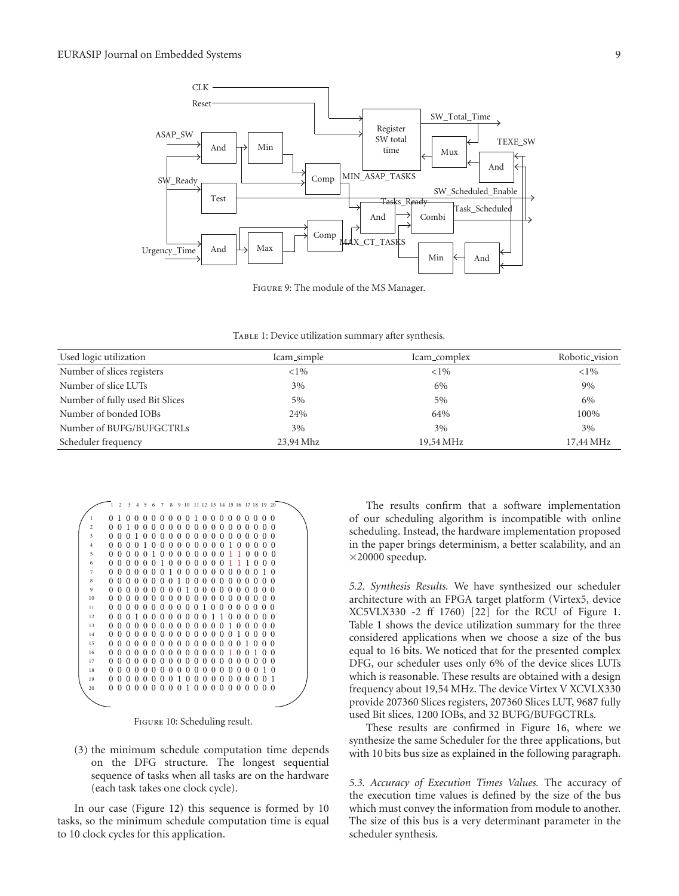Figure 9: The module of the MS Manager.

Table 1: Device utilization summary after synthesis.

| Used logic utilization | Icam_simple | Icam_complex | Robotic_vision |
|---|---|---|---|
| Number of slices registers | <1% | <1% | <1% |
| Number of slice LUTs | 3% | 6% | 9% |
| Number of fully used Bit Slices | 5% | 5% | 6% |
| Number of bonded IOBs | 24% | 64% | 100% |
| Number of BUFG/BUFGCTRLs | 3% | 3% | 3% |
| Scheduler frequency | 23,94 Mhz | 19,54 MHz | 17,44 MHz |

Figure 10: Scheduling result.

(3) the minimum schedule computation time depends on the DFG structure. The longest sequential sequence of tasks when all tasks are on the hardware (each task takes one clock cycle).

In our case (Figure 12) this sequence is formed by 10 tasks, so the minimum schedule computation time is equal to 10 clock cycles for this application.

The results confirm that a software implementation of our scheduling algorithm is incompatible with online scheduling. Instead, the hardware implementation proposed in the paper brings determinism, a better scalability, and an ×20000 speedup.

*5.2. Synthesis Results.* We have synthesized our scheduler architecture with an FPGA target platform (Virtex5, device XC5VLX330 -2 ff 1760) [22] for the RCU of Figure 1. Table 1 shows the device utilization summary for the three considered applications when we choose a size of the bus equal to 16 bits. We noticed that for the presented complex DFG, our scheduler uses only 6% of the device slices LUTs which is reasonable. These results are obtained with a design frequency about 19,54 MHz. The device Virtex V XCVLX330 provide 207360 Slices registers, 207360 Slices LUT, 9687 fully used Bit slices, 1200 IOBs, and 32 BUFG/BUFGCTRLs.

These results are confirmed in Figure 16, where we synthesize the same Scheduler for the three applications, but with 10 bits bus size as explained in the following paragraph.

*5.3. Accuracy of Execution Times Values.* The accuracy of the execution time values is defined by the size of the bus which must convey the information from module to another. The size of this bus is a very determinant parameter in the scheduler synthesis.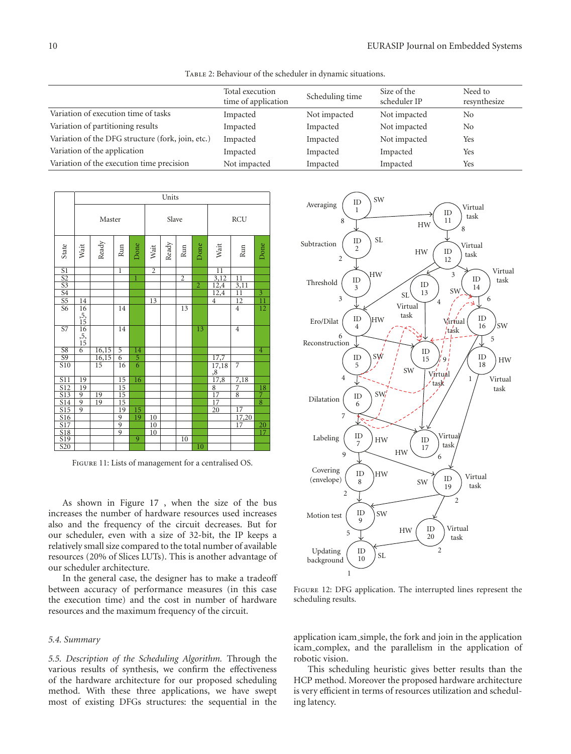Table 2: Behaviour of the scheduler in dynamic situations.

| | Total execution time of application | Scheduling time | Size of the scheduler IP | Need to resynthesize |
|---|---|---|---|---|
| Variation of execution time of tasks | Impacted | Not impacted | Not impacted | No |
| Variation of partitioning results | Impacted | Impacted | Not impacted | No |
| Variation of the DFG structure (fork, join, etc.) | Impacted | Impacted | Not impacted | Yes |
| Variation of the application | Impacted | Impacted | Impacted | Yes |
| Variation of the execution time precision | Not impacted | Impacted | Impacted | Yes |

| | Units | | | | | | | | | | |
|---|---|---|---|---|---|---|---|---|---|---|---|
| | Master | | | | Slave | | | | RCU | | |
| State | Wait | Ready | Run | Done | Wait | Ready | Run | Done | Wait | Run | Done |
| S1 | | | 1 | | 2 | | | | 11 | | |
| S2 | | | | 1 | | | 2 | | 3,12 | 11 | |
| S3 | | | | | | | | 2 | 12,4 | 3,11 | |
| S4 | | | | | | | | | 12,4 | 11 | 3 |
| S5 | 14 | | | | 13 | | | | 4 | 12 | 11 |
| S6 | 16,5,15 | | 14 | | | | 13 | | | 4 | 12 |
| S7 | 16,5,15 | | 14 | | | | | 13 | | 4 | |
| S8 | 6 | 16,15 | 5 | 14 | | | | | | | 4 |
| S9 | | 16,15 | 6 | 5 | | | | | 17,7 | | |
| S10 | | 15 | 16 | 6 | | | | | 17,18,8 | 7 | |
| S11 | 19 | | 15 | 16 | | | | | 17,8 | 7,18 | |
| S12 | 19 | | 15 | | | | | | 8 | 7 | 18 |
| S13 | 9 | 19 | 15 | | | | | | 17 | 8 | 7 |
| S14 | 9 | 19 | 15 | | | | | | 17 | | 8 |
| S15 | 9 | | 19 | 15 | | | | | 20 | 17 | |
| S16 | | | 9 | 19 | 10 | | | | | 17,20 | |
| S17 | | | 9 | | 10 | | | | | 17 | 20 |
| S18 | | | 9 | | 10 | | | | | | 17 |
| S19 | | | | 9 | | | 10 | | | | |
| S20 | | | | | | | | 10 | | | |

Figure 11: Lists of management for a centralised OS.

Figure 12: DFG application. The interrupted lines represent the scheduling results.

As shown in Figure 17 , when the size of the bus increases the number of hardware resources used increases also and the frequency of the circuit decreases. But for our scheduler, even with a size of 32-bit, the IP keeps a relatively small size compared to the total number of available resources (20% of Slices LUTs). This is another advantage of our scheduler architecture.

In the general case, the designer has to make a tradeoff between accuracy of performance measures (in this case the execution time) and the cost in number of hardware resources and the maximum frequency of the circuit.

### *5.4. Summary*

*5.5. Description of the Scheduling Algorithm.* Through the various results of synthesis, we confirm the effectiveness of the hardware architecture for our proposed scheduling method. With these three applications, we have swept most of existing DFGs structures: the sequential in the application icam_simple, the fork and join in the application icam_complex, and the parallelism in the application of robotic vision.

This scheduling heuristic gives better results than the HCP method. Moreover the proposed hardware architecture is very efficient in terms of resources utilization and scheduling latency.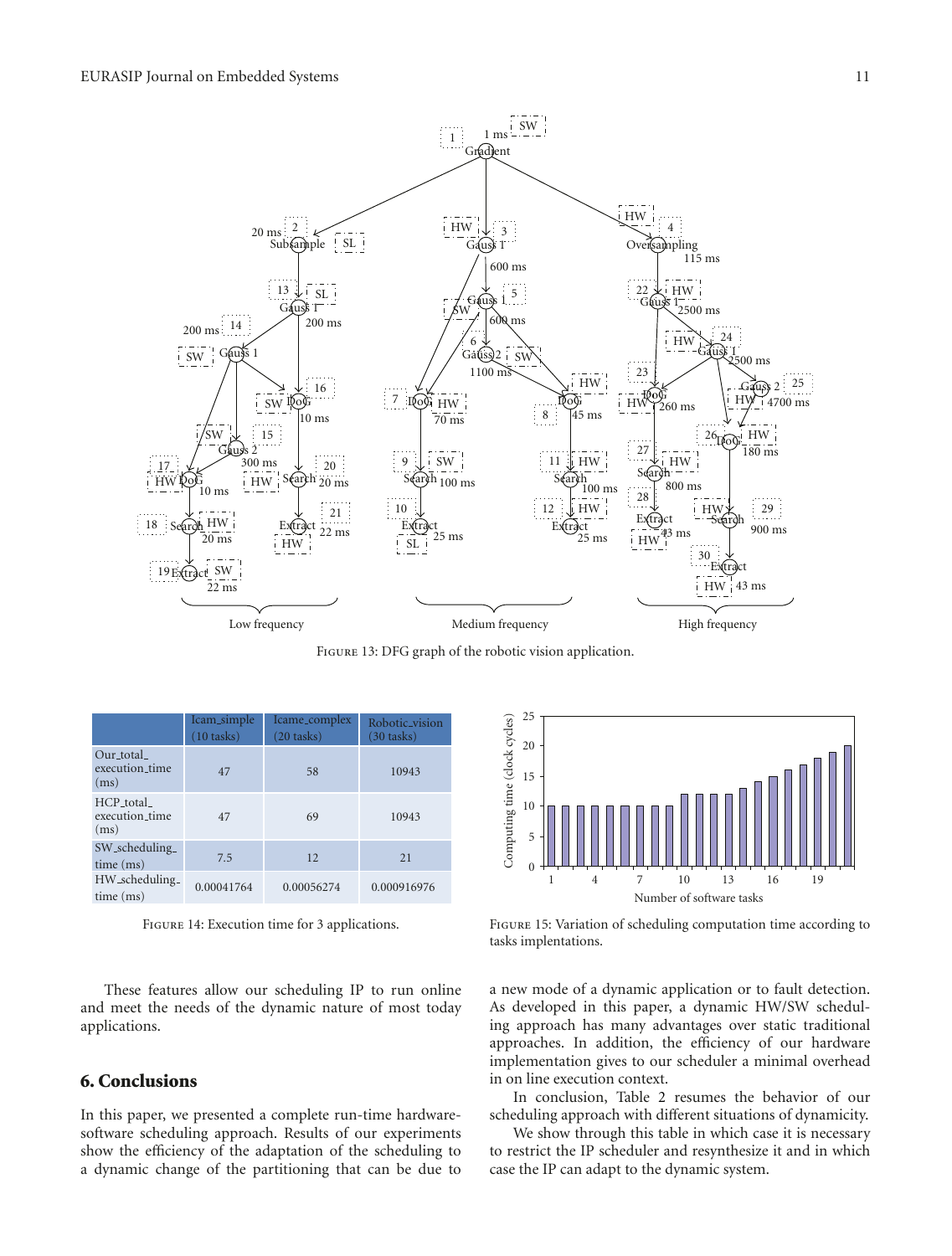FIGURE 13: DFG graph of the robotic vision application.

| | Icam_simple (10 tasks) | Icame_complex (20 tasks) | Robotic_vision (30 tasks) |
|---|---|---|---|
| Our_total_ execution_time (ms) | 47 | 58 | 10943 |
| HCP_total_ execution_time (ms) | 47 | 69 | 10943 |
| SW_scheduling_ time (ms) | 7.5 | 12 | 21 |
| HW_scheduling_ time (ms) | 0.00041764 | 0.00056274 | 0.000916976 |

FIGURE 14: Execution time for 3 applications.

FIGURE 15: Variation of scheduling computation time according to tasks implentations.

These features allow our scheduling IP to run online and meet the needs of the dynamic nature of most today applications.

## 6. Conclusions

In this paper, we presented a complete run-time hardware-software scheduling approach. Results of our experiments show the efficiency of the adaptation of the scheduling to a dynamic change of the partitioning that can be due to a new mode of a dynamic application or to fault detection. As developed in this paper, a dynamic HW/SW scheduling approach has many advantages over static traditional approaches. In addition, the efficiency of our hardware implementation gives to our scheduler a minimal overhead in on line execution context.

In conclusion, Table 2 resumes the behavior of our scheduling approach with different situations of dynamicity.

We show through this table in which case it is necessary to restrict the IP scheduler and resynthesize it and in which case the IP can adapt to the dynamic system.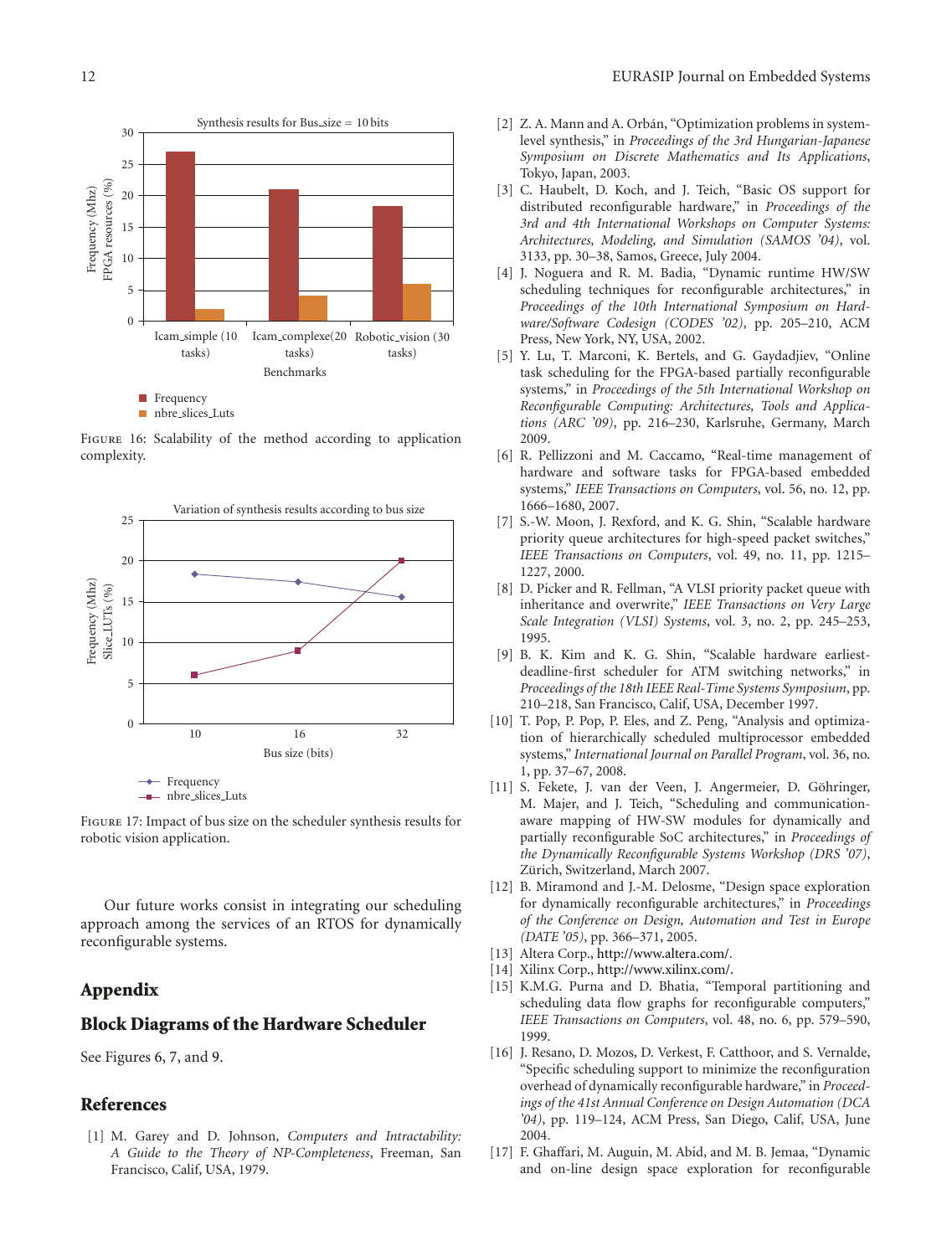FIGURE 16: Scalability of the method according to application complexity.

FIGURE 17: Impact of bus size on the scheduler synthesis results for robotic vision application.

Our future works consist in integrating our scheduling approach among the services of an RTOS for dynamically reconfigurable systems.

## Appendix

## Block Diagrams of the Hardware Scheduler

See Figures 6, 7, and 9.

## References

[1] M. Garey and D. Johnson, *Computers and Intractability: A Guide to the Theory of NP-Completeness*, Freeman, San Francisco, Calif, USA, 1979.

[2] Z. A. Mann and A. Orbán, "Optimization problems in system-level synthesis," in *Proceedings of the 3rd Hungarian-Japanese Symposium on Discrete Mathematics and Its Applications*, Tokyo, Japan, 2003.

[3] C. Haubelt, D. Koch, and J. Teich, "Basic OS support for distributed reconfigurable hardware," in *Proceedings of the 3rd and 4th International Workshops on Computer Systems: Architectures, Modeling, and Simulation (SAMOS '04)*, vol. 3133, pp. 30–38, Samos, Greece, July 2004.

[4] J. Noguera and R. M. Badia, "Dynamic runtime HW/SW scheduling techniques for reconfigurable architectures," in *Proceedings of the 10th International Symposium on Hardware/Software Codesign (CODES '02)*, pp. 205–210, ACM Press, New York, NY, USA, 2002.

[5] Y. Lu, T. Marconi, K. Bertels, and G. Gaydadjiev, "Online task scheduling for the FPGA-based partially reconfigurable systems," in *Proceedings of the 5th International Workshop on Reconfigurable Computing: Architectures, Tools and Applications (ARC '09)*, pp. 216–230, Karlsruhe, Germany, March 2009.

[6] R. Pellizzoni and M. Caccamo, "Real-time management of hardware and software tasks for FPGA-based embedded systems," *IEEE Transactions on Computers*, vol. 56, no. 12, pp. 1666–1680, 2007.

[7] S.-W. Moon, J. Rexford, and K. G. Shin, "Scalable hardware priority queue architectures for high-speed packet switches," *IEEE Transactions on Computers*, vol. 49, no. 11, pp. 1215–1227, 2000.

[8] D. Picker and R. Fellman, "A VLSI priority packet queue with inheritance and overwrite," *IEEE Transactions on Very Large Scale Integration (VLSI) Systems*, vol. 3, no. 2, pp. 245–253, 1995.

[9] B. K. Kim and K. G. Shin, "Scalable hardware earliest-deadline-first scheduler for ATM switching networks," in *Proceedings of the 18th IEEE Real-Time Systems Symposium*, pp. 210–218, San Francisco, Calif, USA, December 1997.

[10] T. Pop, P. Pop, P. Eles, and Z. Peng, "Analysis and optimization of hierarchically scheduled multiprocessor embedded systems," *International Journal on Parallel Program*, vol. 36, no. 1, pp. 37–67, 2008.

[11] S. Fekete, J. van der Veen, J. Angermeier, D. Göhringer, M. Majer, and J. Teich, "Scheduling and communication-aware mapping of HW-SW modules for dynamically and partially reconfigurable SoC architectures," in *Proceedings of the Dynamically Reconfigurable Systems Workshop (DRS '07)*, Zürich, Switzerland, March 2007.

[12] B. Miramond and J.-M. Delosme, "Design space exploration for dynamically reconfigurable architectures," in *Proceedings of the Conference on Design, Automation and Test in Europe (DATE '05)*, pp. 366–371, 2005.

[13] Altera Corp., http://www.altera.com/.

[14] Xilinx Corp., http://www.xilinx.com/.

[15] K.M.G. Purna and D. Bhatia, "Temporal partitioning and scheduling data flow graphs for reconfigurable computers," *IEEE Transactions on Computers*, vol. 48, no. 6, pp. 579–590, 1999.

[16] J. Resano, D. Mozos, D. Verkest, F. Catthoor, and S. Vernalde, "Specific scheduling support to minimize the reconfiguration overhead of dynamically reconfigurable hardware," in *Proceedings of the 41st Annual Conference on Design Automation (DCA '04)*, pp. 119–124, ACM Press, San Diego, Calif, USA, June 2004.

[17] F. Ghaffari, M. Auguin, M. Abid, and M. B. Jemaa, "Dynamic and on-line design space exploration for reconfigurable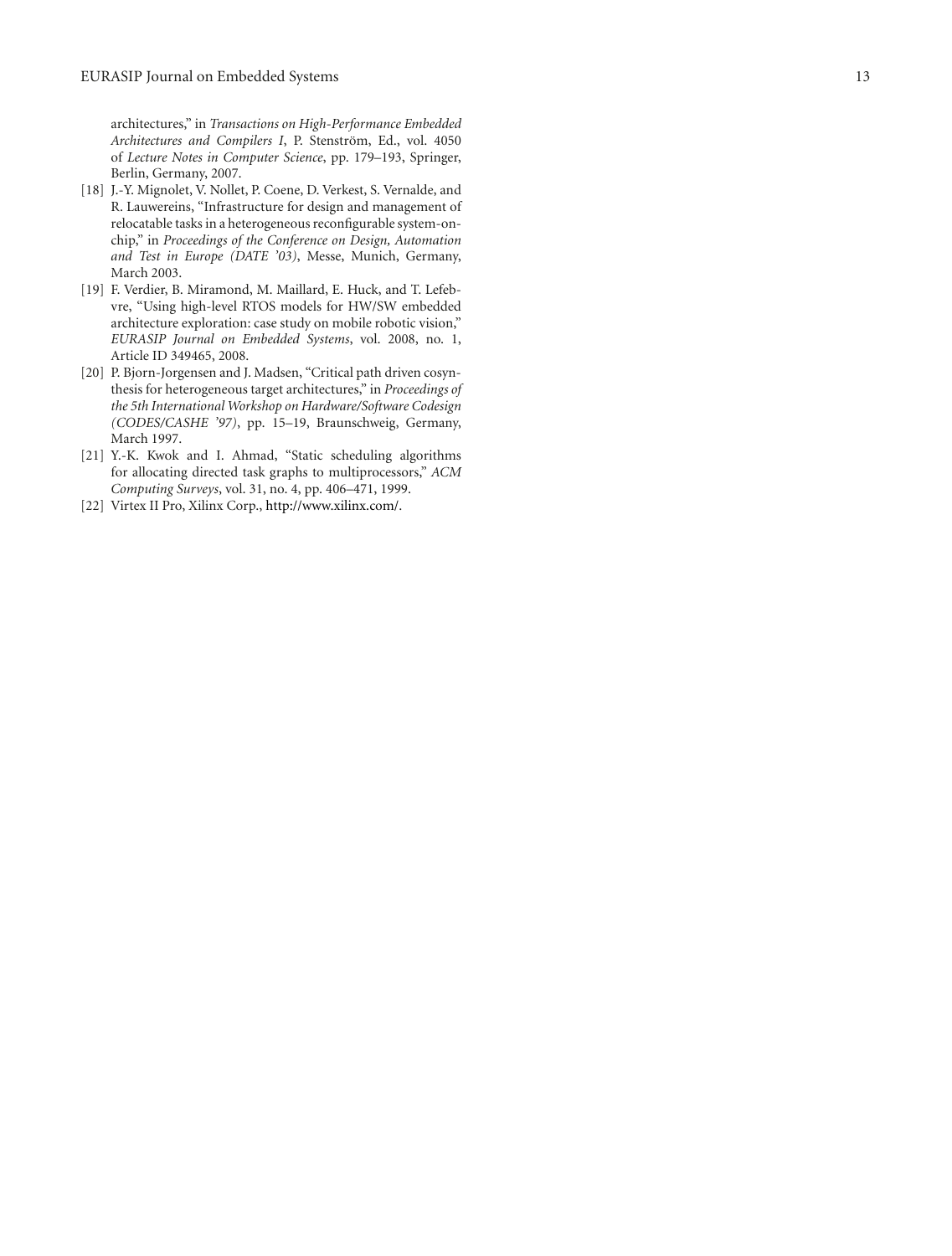architectures," in *Transactions on High-Performance Embedded Architectures and Compilers I*, P. Stenström, Ed., vol. 4050 of *Lecture Notes in Computer Science*, pp. 179–193, Springer, Berlin, Germany, 2007.

[18] J.-Y. Mignolet, V. Nollet, P. Coene, D. Verkest, S. Vernalde, and R. Lauwereins, "Infrastructure for design and management of relocatable tasks in a heterogeneous reconfigurable system-on-chip," in *Proceedings of the Conference on Design, Automation and Test in Europe (DATE '03)*, Messe, Munich, Germany, March 2003.

[19] F. Verdier, B. Miramond, M. Maillard, E. Huck, and T. Lefebvre, "Using high-level RTOS models for HW/SW embedded architecture exploration: case study on mobile robotic vision," *EURASIP Journal on Embedded Systems*, vol. 2008, no. 1, Article ID 349465, 2008.

[20] P. Bjorn-Jorgensen and J. Madsen, "Critical path driven cosynthesis for heterogeneous target architectures," in *Proceedings of the 5th International Workshop on Hardware/Software Codesign (CODES/CASHE '97)*, pp. 15–19, Braunschweig, Germany, March 1997.

[21] Y.-K. Kwok and I. Ahmad, "Static scheduling algorithms for allocating directed task graphs to multiprocessors," *ACM Computing Surveys*, vol. 31, no. 4, pp. 406–471, 1999.

[22] Virtex II Pro, Xilinx Corp., http://www.xilinx.com/.